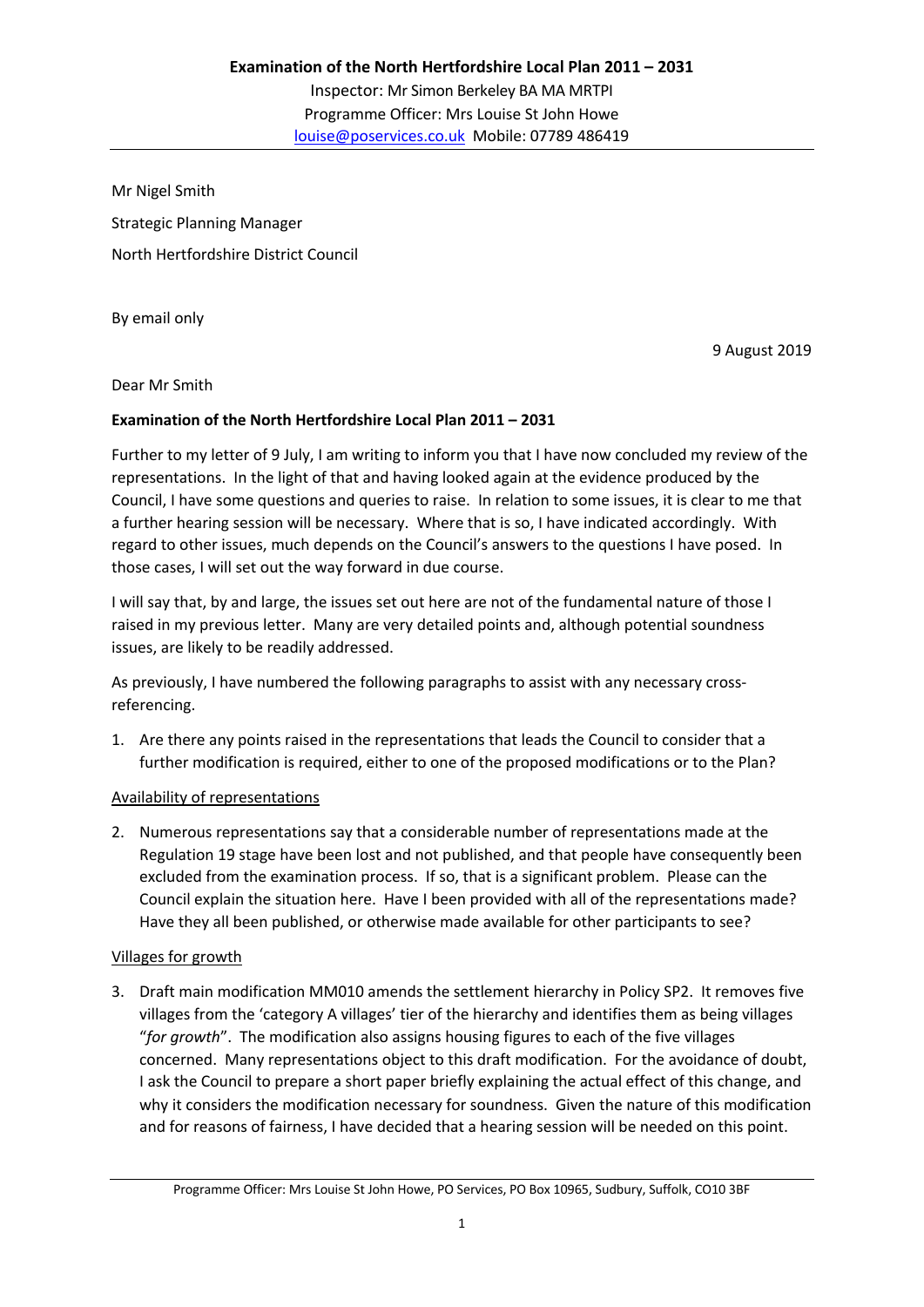**Examination of the North Hertfordshire Local Plan 2011 – 2031**

Inspector: Mr Simon Berkeley BA MA MRTPI
Programme Officer: Mrs Louise St John Howe
louise@poservices.co.uk Mobile: 07789 486419

---

Mr Nigel Smith

Strategic Planning Manager

North Hertfordshire District Council

By email only

9 August 2019

Dear Mr Smith

**Examination of the North Hertfordshire Local Plan 2011 – 2031**

Further to my letter of 9 July, I am writing to inform you that I have now concluded my review of the representations. In the light of that and having looked again at the evidence produced by the Council, I have some questions and queries to raise. In relation to some issues, it is clear to me that a further hearing session will be necessary. Where that is so, I have indicated accordingly. With regard to other issues, much depends on the Council's answers to the questions I have posed. In those cases, I will set out the way forward in due course.

I will say that, by and large, the issues set out here are not of the fundamental nature of those I raised in my previous letter. Many are very detailed points and, although potential soundness issues, are likely to be readily addressed.

As previously, I have numbered the following paragraphs to assist with any necessary cross-referencing.

1. Are there any points raised in the representations that leads the Council to consider that a further modification is required, either to one of the proposed modifications or to the Plan?

<u>Availability of representations</u>

2. Numerous representations say that a considerable number of representations made at the Regulation 19 stage have been lost and not published, and that people have consequently been excluded from the examination process. If so, that is a significant problem. Please can the Council explain the situation here. Have I been provided with all of the representations made? Have they all been published, or otherwise made available for other participants to see?

<u>Villages for growth</u>

3. Draft main modification MM010 amends the settlement hierarchy in Policy SP2. It removes five villages from the 'category A villages' tier of the hierarchy and identifies them as being villages "*for growth*". The modification also assigns housing figures to each of the five villages concerned. Many representations object to this draft modification. For the avoidance of doubt, I ask the Council to prepare a short paper briefly explaining the actual effect of this change, and why it considers the modification necessary for soundness. Given the nature of this modification and for reasons of fairness, I have decided that a hearing session will be needed on this point.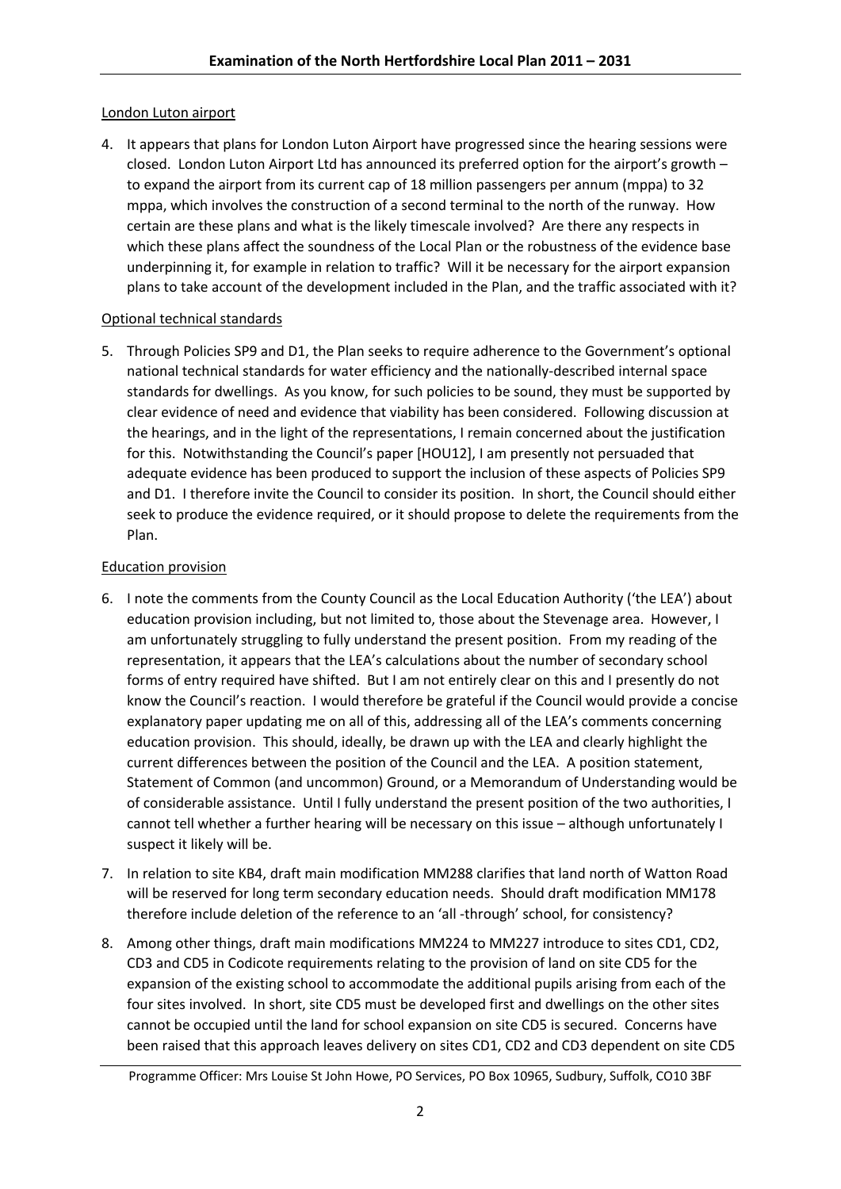### London Luton airport

4. It appears that plans for London Luton Airport have progressed since the hearing sessions were closed. London Luton Airport Ltd has announced its preferred option for the airport's growth – to expand the airport from its current cap of 18 million passengers per annum (mppa) to 32 mppa, which involves the construction of a second terminal to the north of the runway. How certain are these plans and what is the likely timescale involved? Are there any respects in which these plans affect the soundness of the Local Plan or the robustness of the evidence base underpinning it, for example in relation to traffic? Will it be necessary for the airport expansion plans to take account of the development included in the Plan, and the traffic associated with it?

### Optional technical standards

5. Through Policies SP9 and D1, the Plan seeks to require adherence to the Government's optional national technical standards for water efficiency and the nationally-described internal space standards for dwellings. As you know, for such policies to be sound, they must be supported by clear evidence of need and evidence that viability has been considered. Following discussion at the hearings, and in the light of the representations, I remain concerned about the justification for this. Notwithstanding the Council's paper [HOU12], I am presently not persuaded that adequate evidence has been produced to support the inclusion of these aspects of Policies SP9 and D1. I therefore invite the Council to consider its position. In short, the Council should either seek to produce the evidence required, or it should propose to delete the requirements from the Plan.

### Education provision

6. I note the comments from the County Council as the Local Education Authority ('the LEA') about education provision including, but not limited to, those about the Stevenage area. However, I am unfortunately struggling to fully understand the present position. From my reading of the representation, it appears that the LEA's calculations about the number of secondary school forms of entry required have shifted. But I am not entirely clear on this and I presently do not know the Council's reaction. I would therefore be grateful if the Council would provide a concise explanatory paper updating me on all of this, addressing all of the LEA's comments concerning education provision. This should, ideally, be drawn up with the LEA and clearly highlight the current differences between the position of the Council and the LEA. A position statement, Statement of Common (and uncommon) Ground, or a Memorandum of Understanding would be of considerable assistance. Until I fully understand the present position of the two authorities, I cannot tell whether a further hearing will be necessary on this issue – although unfortunately I suspect it likely will be.

7. In relation to site KB4, draft main modification MM288 clarifies that land north of Watton Road will be reserved for long term secondary education needs. Should draft modification MM178 therefore include deletion of the reference to an 'all -through' school, for consistency?

8. Among other things, draft main modifications MM224 to MM227 introduce to sites CD1, CD2, CD3 and CD5 in Codicote requirements relating to the provision of land on site CD5 for the expansion of the existing school to accommodate the additional pupils arising from each of the four sites involved. In short, site CD5 must be developed first and dwellings on the other sites cannot be occupied until the land for school expansion on site CD5 is secured. Concerns have been raised that this approach leaves delivery on sites CD1, CD2 and CD3 dependent on site CD5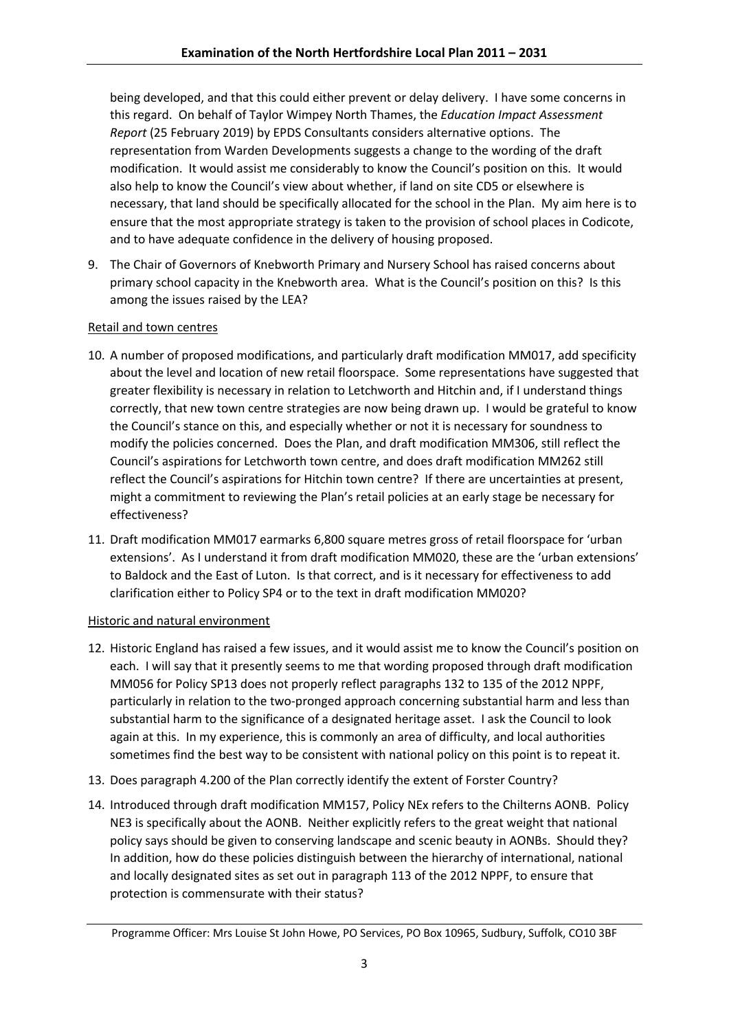being developed, and that this could either prevent or delay delivery. I have some concerns in this regard. On behalf of Taylor Wimpey North Thames, the *Education Impact Assessment Report* (25 February 2019) by EPDS Consultants considers alternative options. The representation from Warden Developments suggests a change to the wording of the draft modification. It would assist me considerably to know the Council's position on this. It would also help to know the Council's view about whether, if land on site CD5 or elsewhere is necessary, that land should be specifically allocated for the school in the Plan. My aim here is to ensure that the most appropriate strategy is taken to the provision of school places in Codicote, and to have adequate confidence in the delivery of housing proposed.

9. The Chair of Governors of Knebworth Primary and Nursery School has raised concerns about primary school capacity in the Knebworth area. What is the Council's position on this? Is this among the issues raised by the LEA?

## Retail and town centres

10. A number of proposed modifications, and particularly draft modification MM017, add specificity about the level and location of new retail floorspace. Some representations have suggested that greater flexibility is necessary in relation to Letchworth and Hitchin and, if I understand things correctly, that new town centre strategies are now being drawn up. I would be grateful to know the Council's stance on this, and especially whether or not it is necessary for soundness to modify the policies concerned. Does the Plan, and draft modification MM306, still reflect the Council's aspirations for Letchworth town centre, and does draft modification MM262 still reflect the Council's aspirations for Hitchin town centre? If there are uncertainties at present, might a commitment to reviewing the Plan's retail policies at an early stage be necessary for effectiveness?

11. Draft modification MM017 earmarks 6,800 square metres gross of retail floorspace for 'urban extensions'. As I understand it from draft modification MM020, these are the 'urban extensions' to Baldock and the East of Luton. Is that correct, and is it necessary for effectiveness to add clarification either to Policy SP4 or to the text in draft modification MM020?

## Historic and natural environment

12. Historic England has raised a few issues, and it would assist me to know the Council's position on each. I will say that it presently seems to me that wording proposed through draft modification MM056 for Policy SP13 does not properly reflect paragraphs 132 to 135 of the 2012 NPPF, particularly in relation to the two-pronged approach concerning substantial harm and less than substantial harm to the significance of a designated heritage asset. I ask the Council to look again at this. In my experience, this is commonly an area of difficulty, and local authorities sometimes find the best way to be consistent with national policy on this point is to repeat it.

13. Does paragraph 4.200 of the Plan correctly identify the extent of Forster Country?

14. Introduced through draft modification MM157, Policy NEx refers to the Chilterns AONB. Policy NE3 is specifically about the AONB. Neither explicitly refers to the great weight that national policy says should be given to conserving landscape and scenic beauty in AONBs. Should they? In addition, how do these policies distinguish between the hierarchy of international, national and locally designated sites as set out in paragraph 113 of the 2012 NPPF, to ensure that protection is commensurate with their status?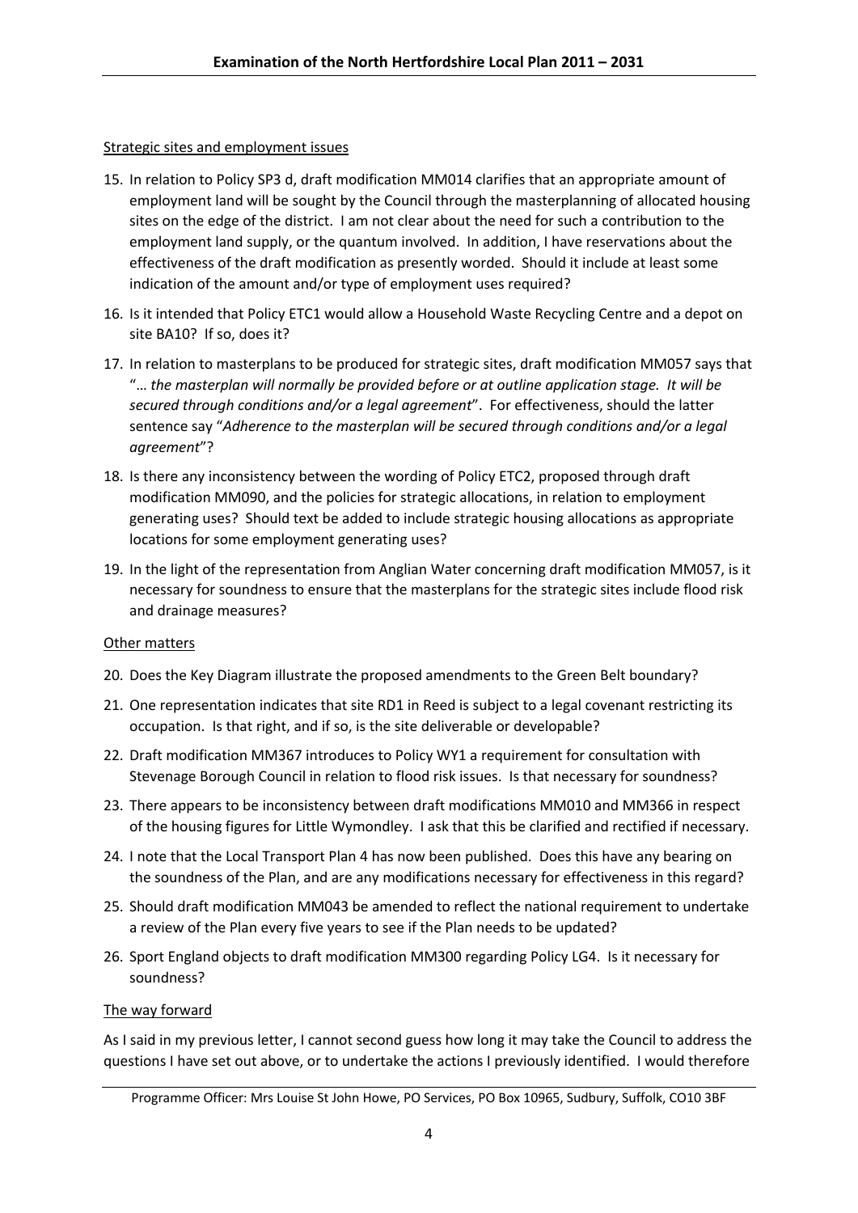Strategic sites and employment issues

15. In relation to Policy SP3 d, draft modification MM014 clarifies that an appropriate amount of employment land will be sought by the Council through the masterplanning of allocated housing sites on the edge of the district. I am not clear about the need for such a contribution to the employment land supply, or the quantum involved. In addition, I have reservations about the effectiveness of the draft modification as presently worded. Should it include at least some indication of the amount and/or type of employment uses required?
16. Is it intended that Policy ETC1 would allow a Household Waste Recycling Centre and a depot on site BA10? If so, does it?
17. In relation to masterplans to be produced for strategic sites, draft modification MM057 says that "*… the masterplan will normally be provided before or at outline application stage. It will be secured through conditions and/or a legal agreement*". For effectiveness, should the latter sentence say "*Adherence to the masterplan will be secured through conditions and/or a legal agreement*"?
18. Is there any inconsistency between the wording of Policy ETC2, proposed through draft modification MM090, and the policies for strategic allocations, in relation to employment generating uses? Should text be added to include strategic housing allocations as appropriate locations for some employment generating uses?
19. In the light of the representation from Anglian Water concerning draft modification MM057, is it necessary for soundness to ensure that the masterplans for the strategic sites include flood risk and drainage measures?

Other matters

20. Does the Key Diagram illustrate the proposed amendments to the Green Belt boundary?
21. One representation indicates that site RD1 in Reed is subject to a legal covenant restricting its occupation. Is that right, and if so, is the site deliverable or developable?
22. Draft modification MM367 introduces to Policy WY1 a requirement for consultation with Stevenage Borough Council in relation to flood risk issues. Is that necessary for soundness?
23. There appears to be inconsistency between draft modifications MM010 and MM366 in respect of the housing figures for Little Wymondley. I ask that this be clarified and rectified if necessary.
24. I note that the Local Transport Plan 4 has now been published. Does this have any bearing on the soundness of the Plan, and are any modifications necessary for effectiveness in this regard?
25. Should draft modification MM043 be amended to reflect the national requirement to undertake a review of the Plan every five years to see if the Plan needs to be updated?
26. Sport England objects to draft modification MM300 regarding Policy LG4. Is it necessary for soundness?

The way forward

As I said in my previous letter, I cannot second guess how long it may take the Council to address the questions I have set out above, or to undertake the actions I previously identified. I would therefore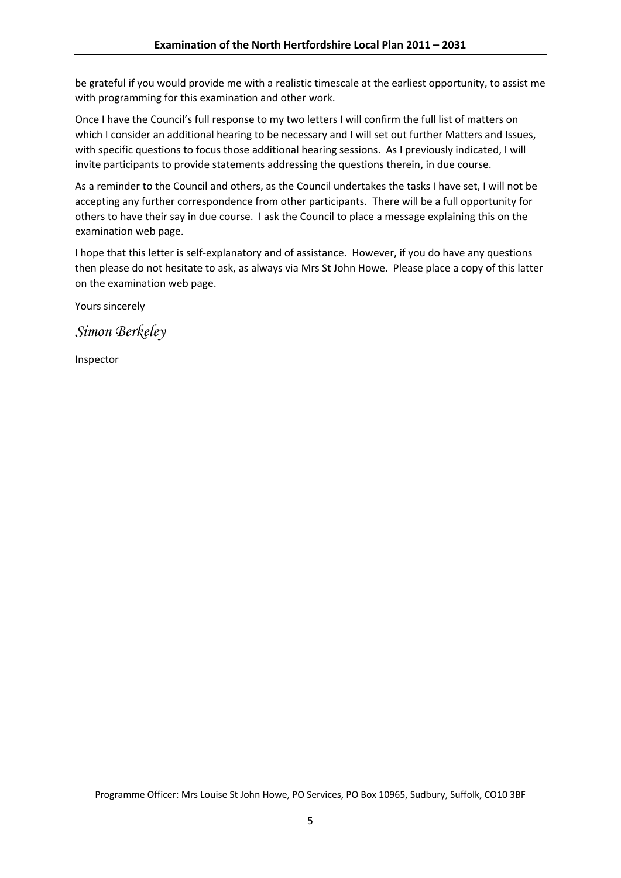be grateful if you would provide me with a realistic timescale at the earliest opportunity, to assist me with programming for this examination and other work.

Once I have the Council's full response to my two letters I will confirm the full list of matters on which I consider an additional hearing to be necessary and I will set out further Matters and Issues, with specific questions to focus those additional hearing sessions. As I previously indicated, I will invite participants to provide statements addressing the questions therein, in due course.

As a reminder to the Council and others, as the Council undertakes the tasks I have set, I will not be accepting any further correspondence from other participants. There will be a full opportunity for others to have their say in due course. I ask the Council to place a message explaining this on the examination web page.

I hope that this letter is self-explanatory and of assistance. However, if you do have any questions then please do not hesitate to ask, as always via Mrs St John Howe. Please place a copy of this latter on the examination web page.

Yours sincerely

*Simon Berkeley*

Inspector